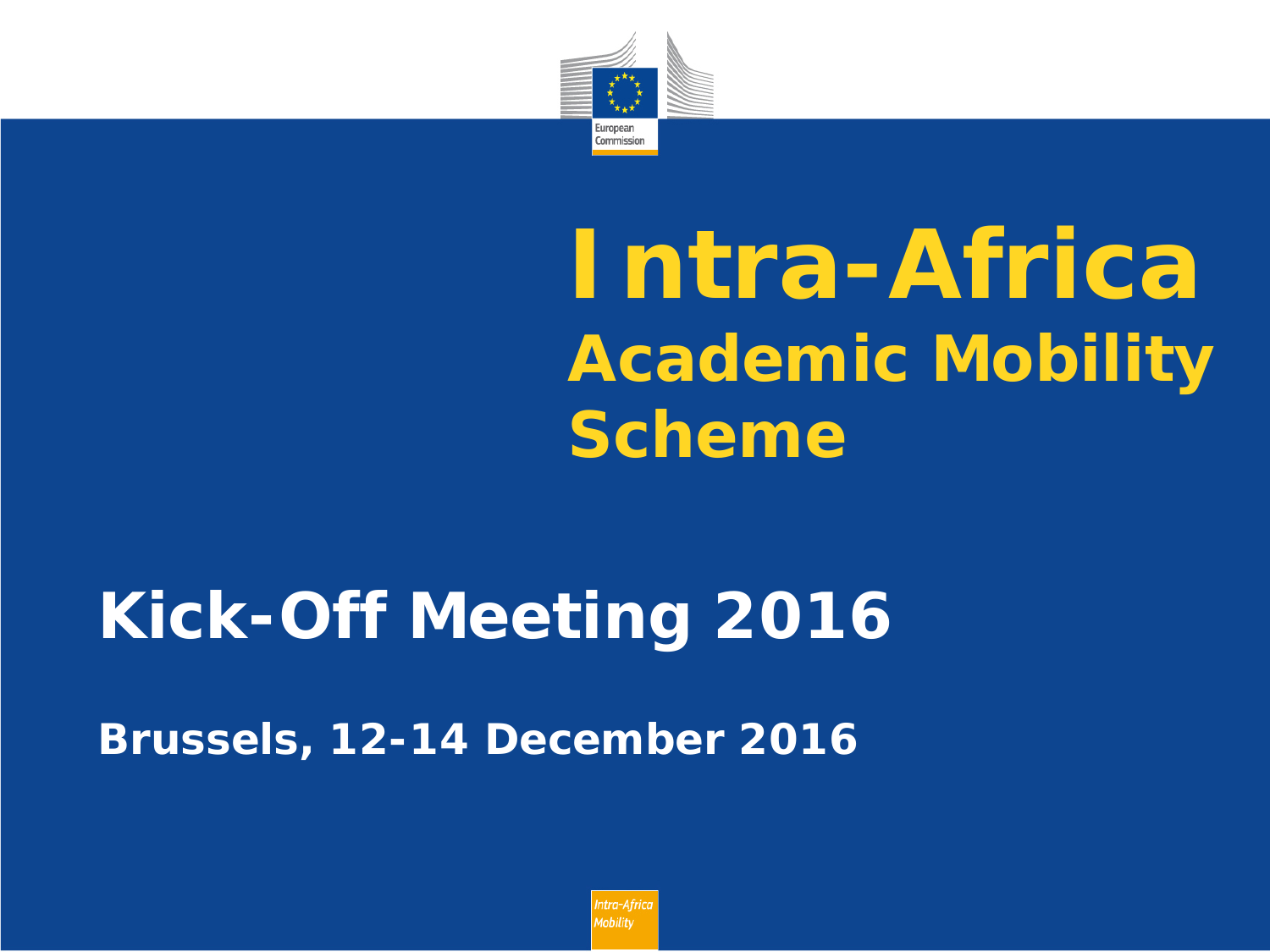# Intra-Africa Academic Mobility Scheme

## Kick-Off Meeting 2016

**Brussels, 12-14 December 2016**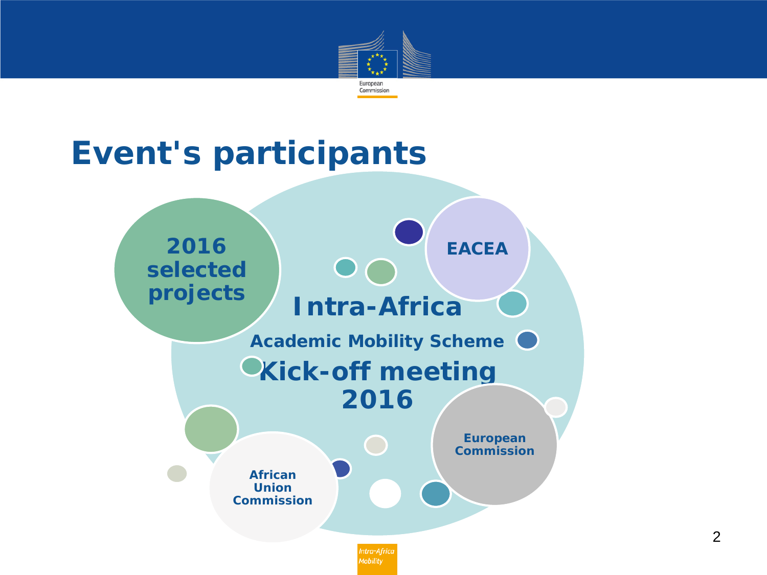# Event's participants

**Intra-Africa**

**Academic Mobility Scheme**

**Kick-off meeting 2016**

- **2016 selected projects**
- **EACEA**
- **European Commission**
- **African Union Commission**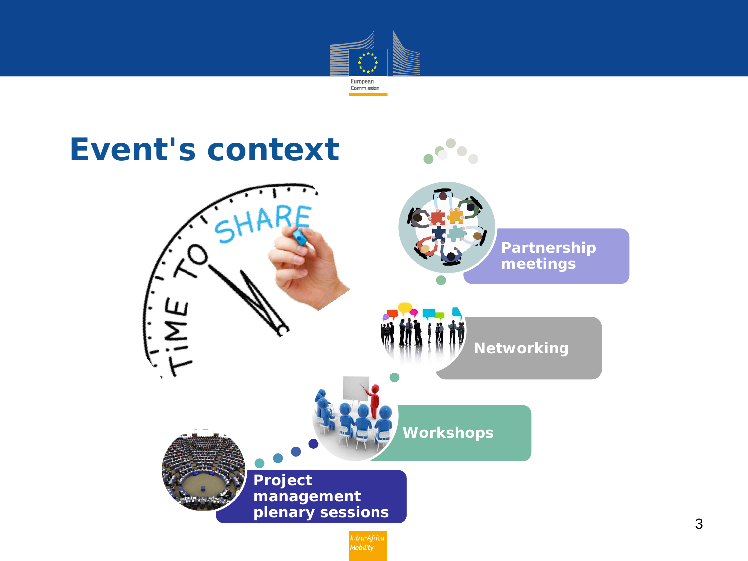# Event's context

- Partnership meetings
- Networking
- Workshops
- Project management plenary sessions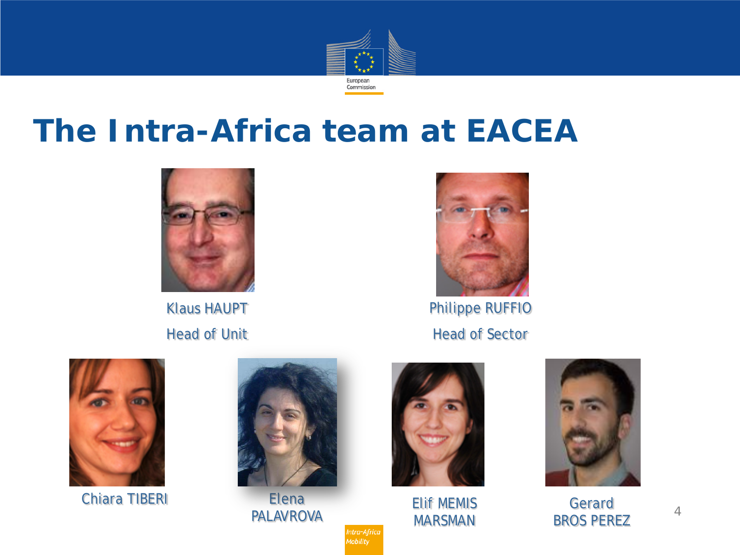# The Intra-Africa team at EACEA

Klaus HAUPT
Head of Unit

Philippe RUFFIO
Head of Sector

Chiara TIBERI

Elena PALAVROVA

Elif MEMIS MARSMAN

Gerard BROS PEREZ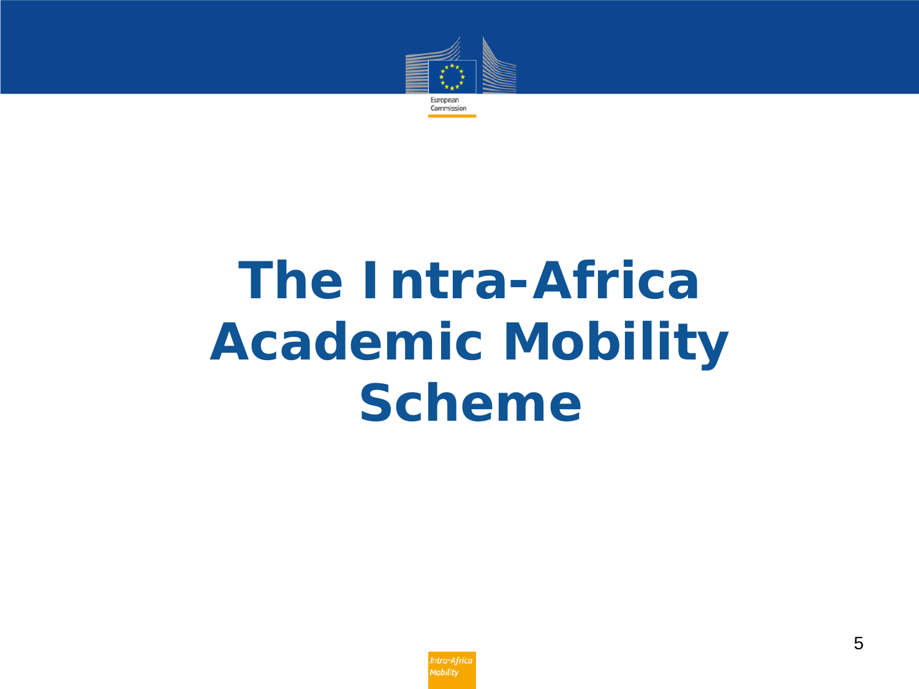# The Intra-Africa Academic Mobility Scheme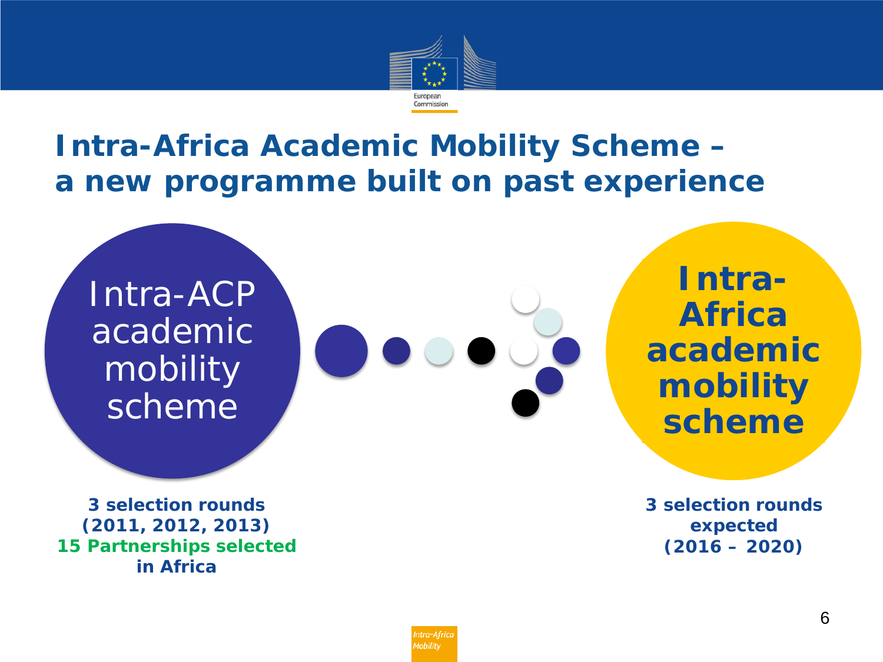# Intra-Africa Academic Mobility Scheme – a new programme built on past experience

Intra-ACP academic mobility scheme

**3 selection rounds (2011, 2012, 2013)**
**15 Partnerships selected in Africa**

**Intra-Africa academic mobility scheme**

**3 selection rounds expected (2016 – 2020)**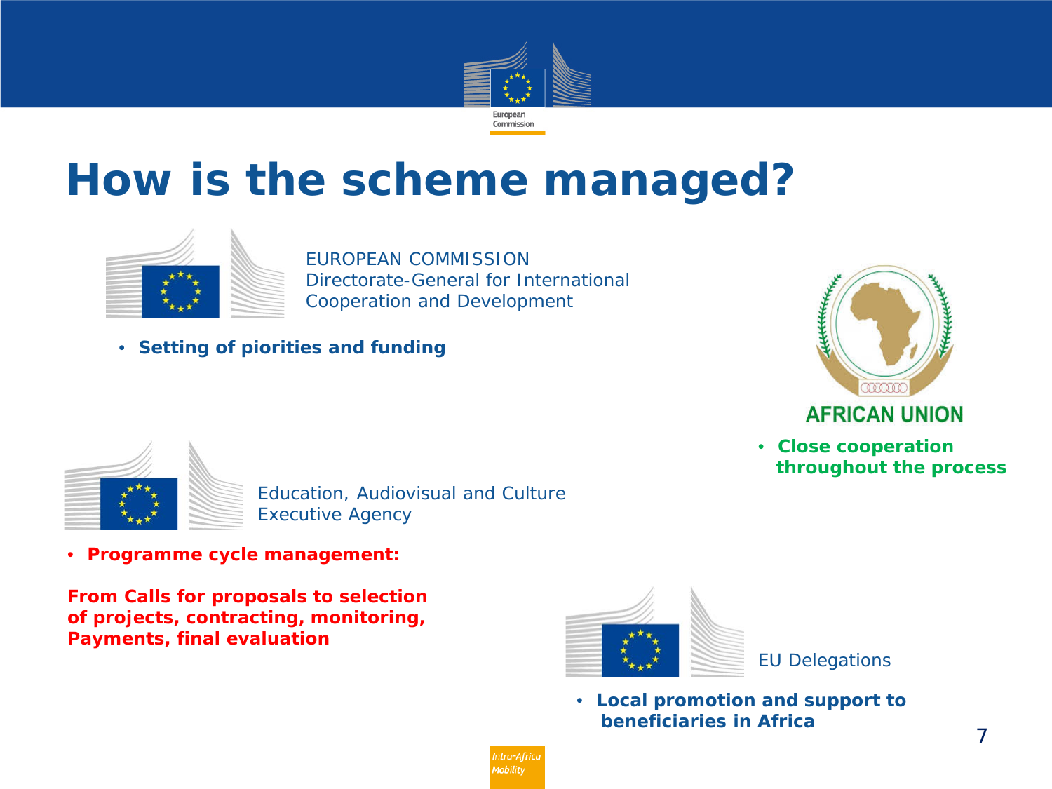# How is the scheme managed?

EUROPEAN COMMISSION
Directorate-General for International Cooperation and Development

- **Setting of piorities and funding**

AFRICAN UNION

- **Close cooperation throughout the process**

Education, Audiovisual and Culture Executive Agency

- **Programme cycle management:**

**From Calls for proposals to selection of projects, contracting, monitoring, Payments, final evaluation**

EU Delegations

- **Local promotion and support to beneficiaries in Africa**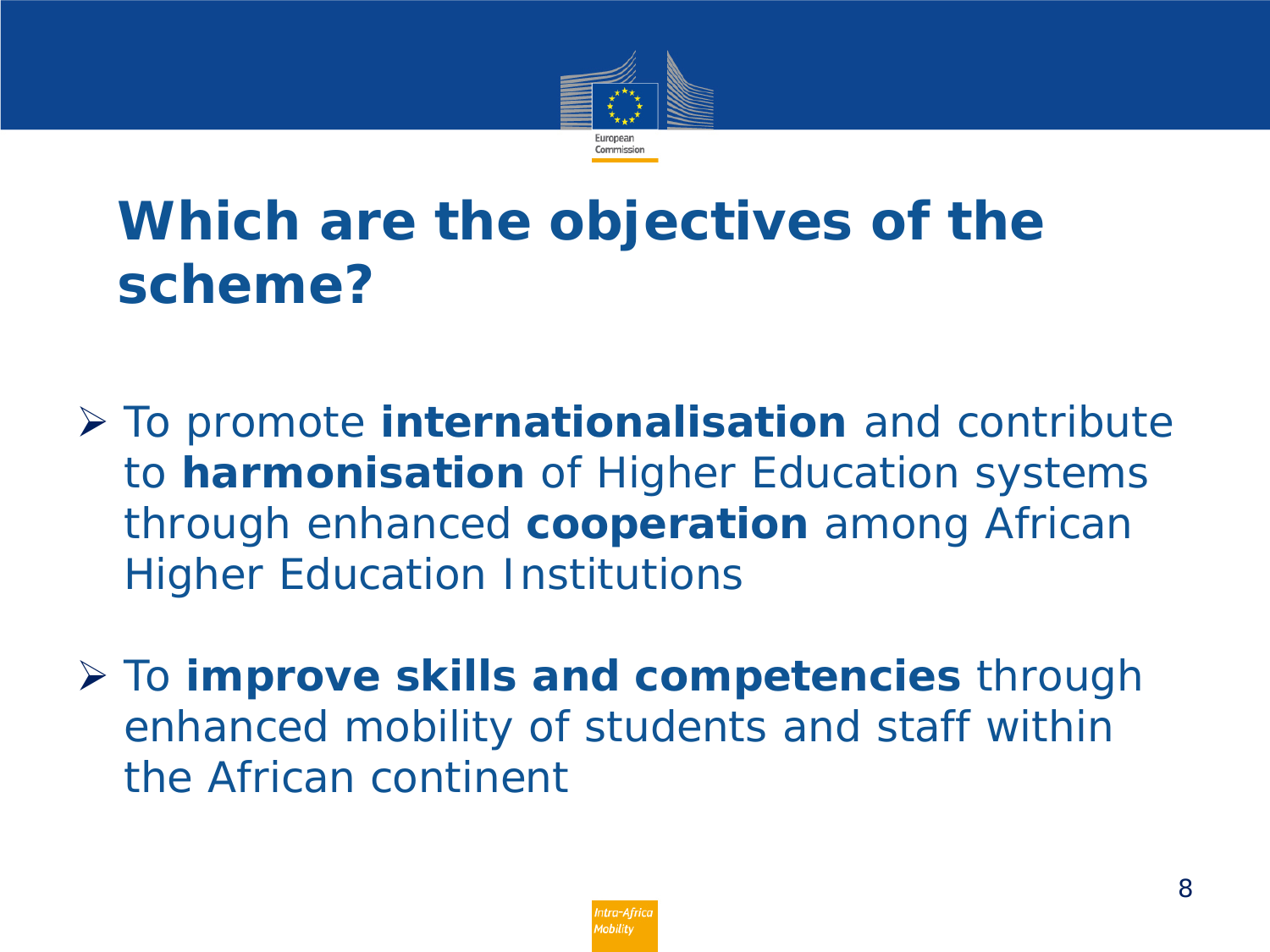# Which are the objectives of the scheme?

- To promote **internationalisation** and contribute to **harmonisation** of Higher Education systems through enhanced **cooperation** among African Higher Education Institutions

- To **improve skills and competencies** through enhanced mobility of students and staff within the African continent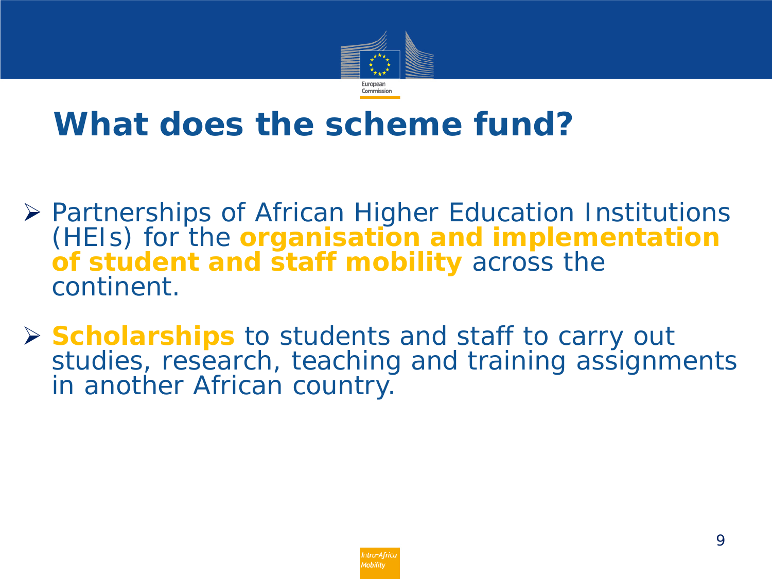# What does the scheme fund?

- Partnerships of African Higher Education Institutions (HEIs) for the **organisation and implementation of student and staff mobility** across the continent.

- **Scholarships** to students and staff to carry out studies, research, teaching and training assignments in another African country.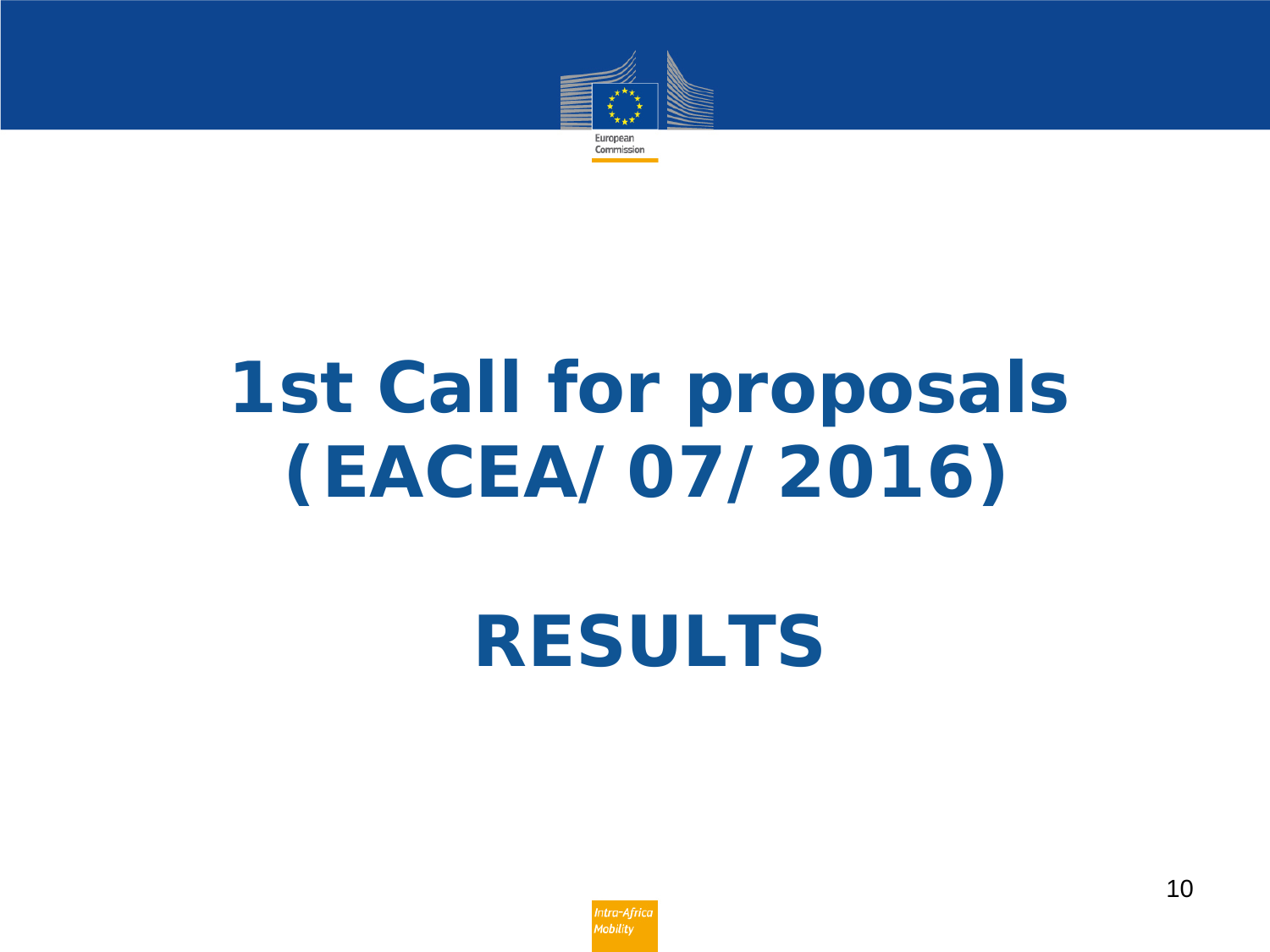# 1st Call for proposals (EACEA/07/2016)

# RESULTS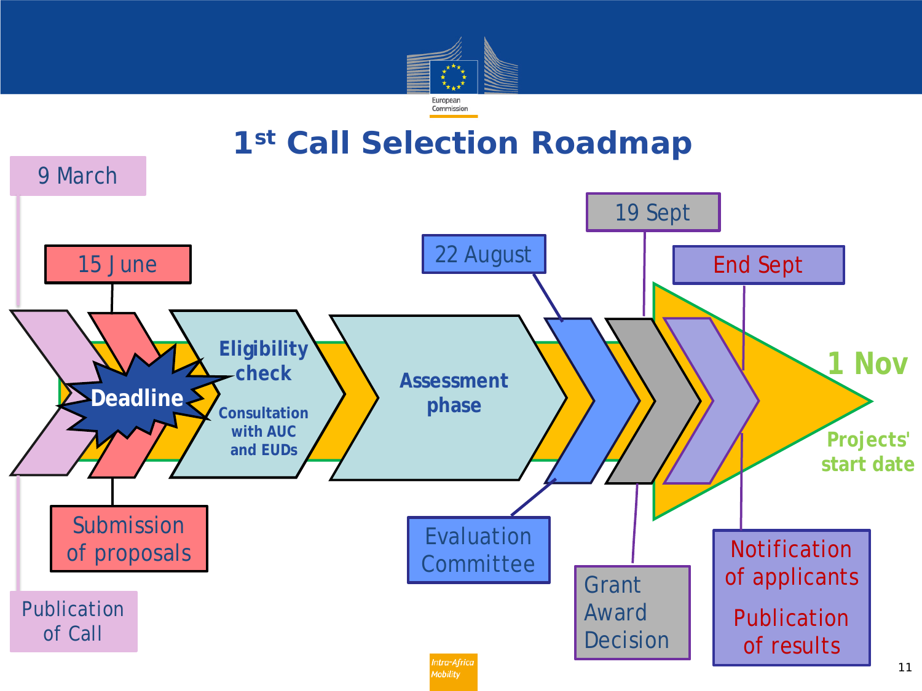# 1st Call Selection Roadmap

- **9 March** – Publication of Call
- **15 June** – Submission of proposals
- **Deadline**
- **Eligibility check** – Consultation with AUC and EUDs
- **Assessment phase**
- **22 August** – Evaluation Committee
- **19 Sept** – Grant Award Decision
- **End Sept** – Notification of applicants; Publication of results
- **1 Nov** – Projects' start date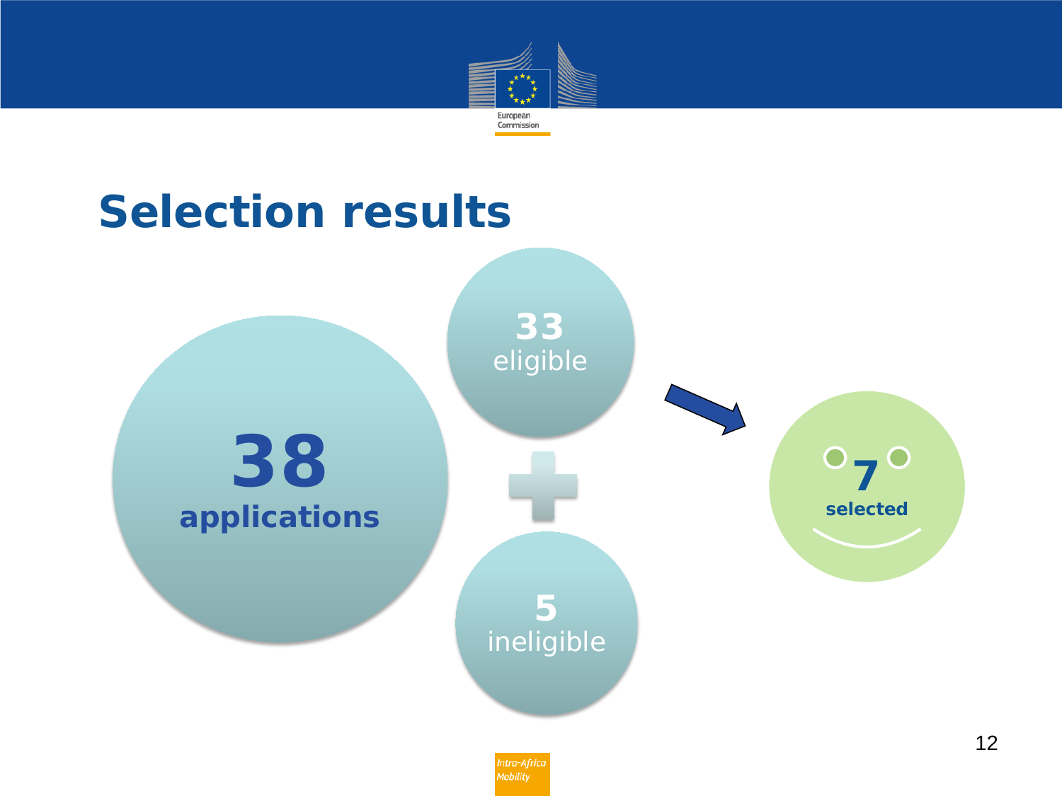# Selection results

**38**
**applications**

**33**
eligible

\+

**5**
ineligible

**7**
**selected**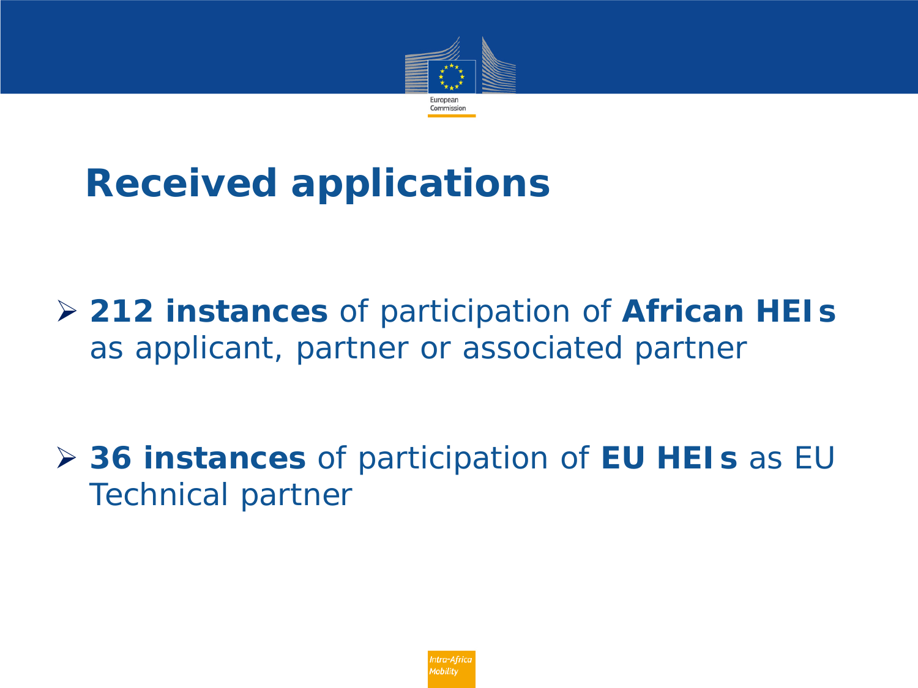# Received applications

- **212 instances** of participation of **African HEIs** as applicant, partner or associated partner

- **36 instances** of participation of **EU HEIs** as EU Technical partner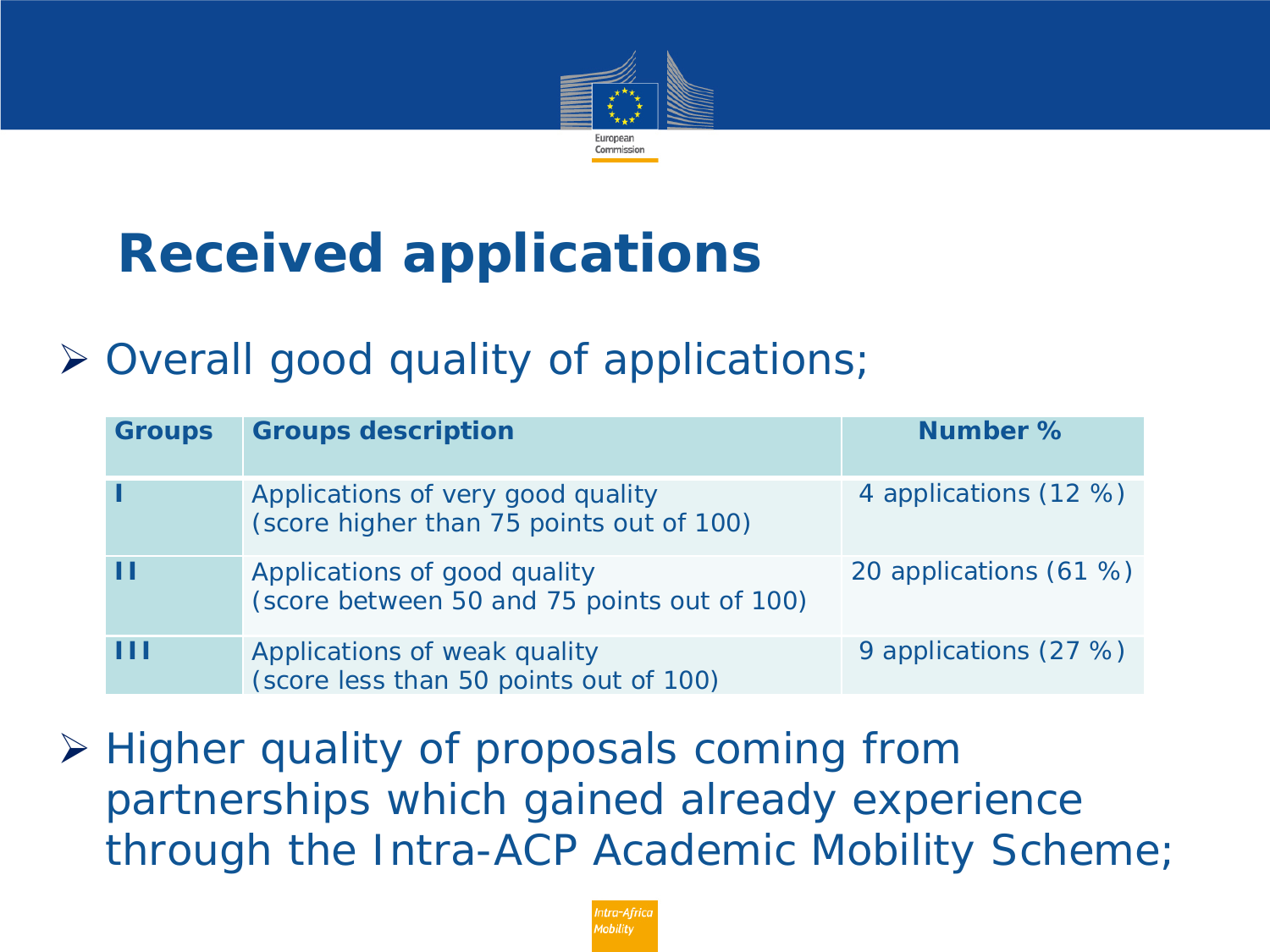# Received applications

- Overall good quality of applications;

| Groups | Groups description | Number % |
|---|---|---|
| I | Applications of very good quality (score higher than 75 points out of 100) | 4 applications (12 %) |
| II | Applications of good quality (score between 50 and 75 points out of 100) | 20 applications (61 %) |
| III | Applications of weak quality (score less than 50 points out of 100) | 9 applications (27 %) |

- Higher quality of proposals coming from partnerships which gained already experience through the Intra-ACP Academic Mobility Scheme;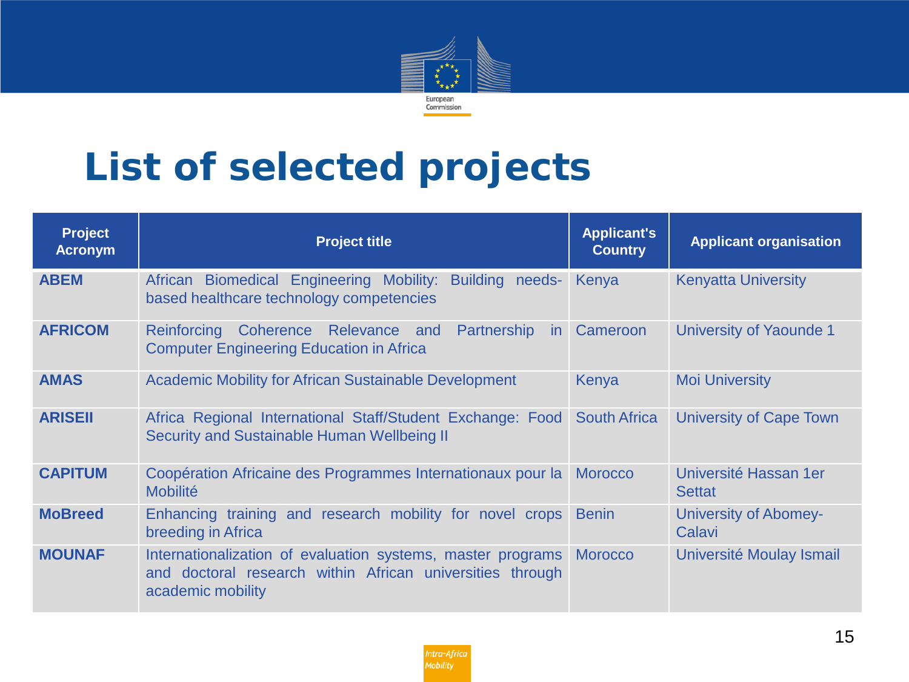# List of selected projects

| Project Acronym | Project title | Applicant's Country | Applicant organisation |
|---|---|---|---|
| **ABEM** | African Biomedical Engineering Mobility: Building needs-based healthcare technology competencies | Kenya | Kenyatta University |
| **AFRICOM** | Reinforcing Coherence Relevance and Partnership in Computer Engineering Education in Africa | Cameroon | University of Yaounde 1 |
| **AMAS** | Academic Mobility for African Sustainable Development | Kenya | Moi University |
| **ARISEII** | Africa Regional International Staff/Student Exchange: Food Security and Sustainable Human Wellbeing II | South Africa | University of Cape Town |
| **CAPITUM** | Coopération Africaine des Programmes Internationaux pour la Mobilité | Morocco | Université Hassan 1er Settat |
| **MoBreed** | Enhancing training and research mobility for novel crops breeding in Africa | Benin | University of Abomey-Calavi |
| **MOUNAF** | Internationalization of evaluation systems, master programs and doctoral research within African universities through academic mobility | Morocco | Université Moulay Ismail |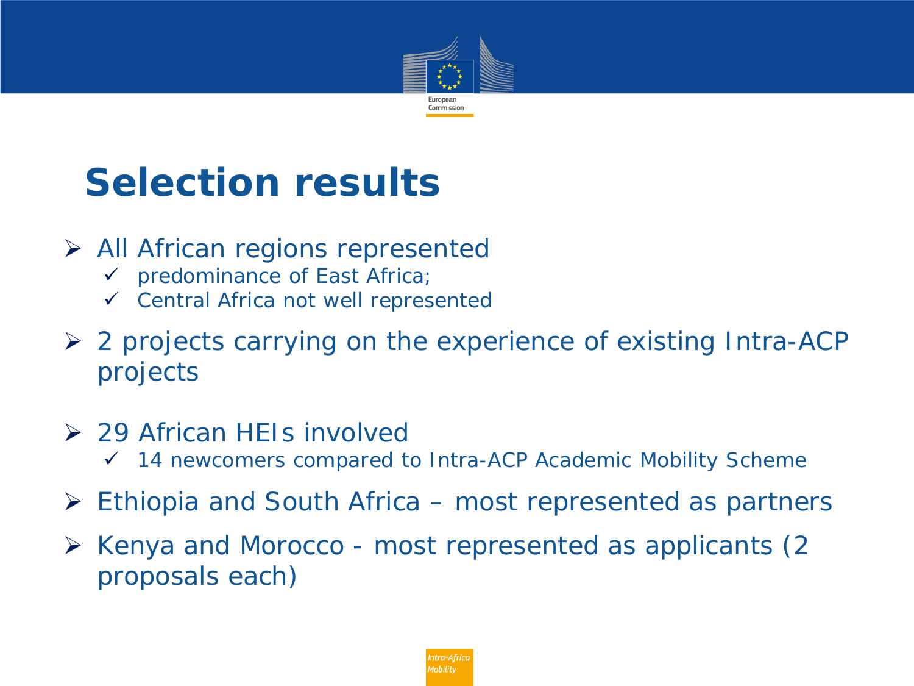# Selection results

- All African regions represented
  - predominance of East Africa;
  - Central Africa not well represented
- 2 projects carrying on the experience of existing Intra-ACP projects
- 29 African HEIs involved
  - 14 newcomers compared to Intra-ACP Academic Mobility Scheme
- Ethiopia and South Africa – most represented as partners
- Kenya and Morocco - most represented as applicants (2 proposals each)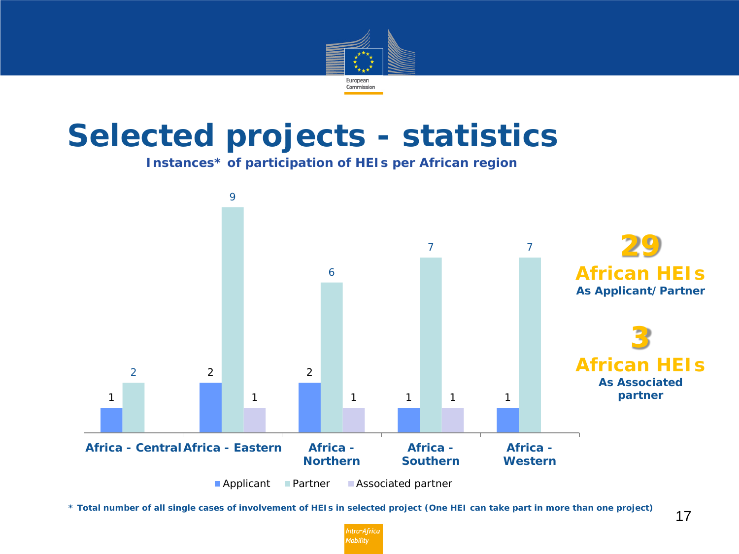# Selected projects - statistics

**Instances* of participation of HEIs per African region**

| Region | Applicant | Partner | Associated partner |
|---|---|---|---|
| Africa - Central | 1 | 2 | |
| Africa - Eastern | 2 | 9 | 1 |
| Africa - Northern | 2 | 6 | 1 |
| Africa - Southern | 1 | 7 | 1 |
| Africa - Western | 1 | 7 | |

**29**
**African HEIs**
**As Applicant/Partner**

**3**
**African HEIs**
**As Associated partner**

**\* Total number of all single cases of involvement of HEIs in selected project (One HEI can take part in more than one project)**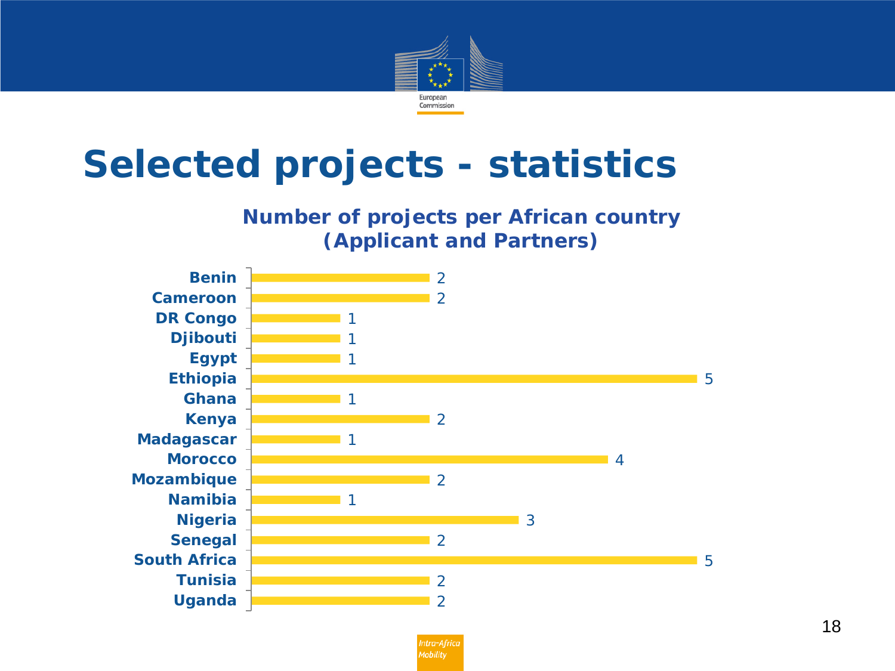# Selected projects - statistics

**Number of projects per African country (Applicant and Partners)**

| Country | Number of projects |
| --- | --- |
| Benin | 2 |
| Cameroon | 2 |
| DR Congo | 1 |
| Djibouti | 1 |
| Egypt | 1 |
| Ethiopia | 5 |
| Ghana | 1 |
| Kenya | 2 |
| Madagascar | 1 |
| Morocco | 4 |
| Mozambique | 2 |
| Namibia | 1 |
| Nigeria | 3 |
| Senegal | 2 |
| South Africa | 5 |
| Tunisia | 2 |
| Uganda | 2 |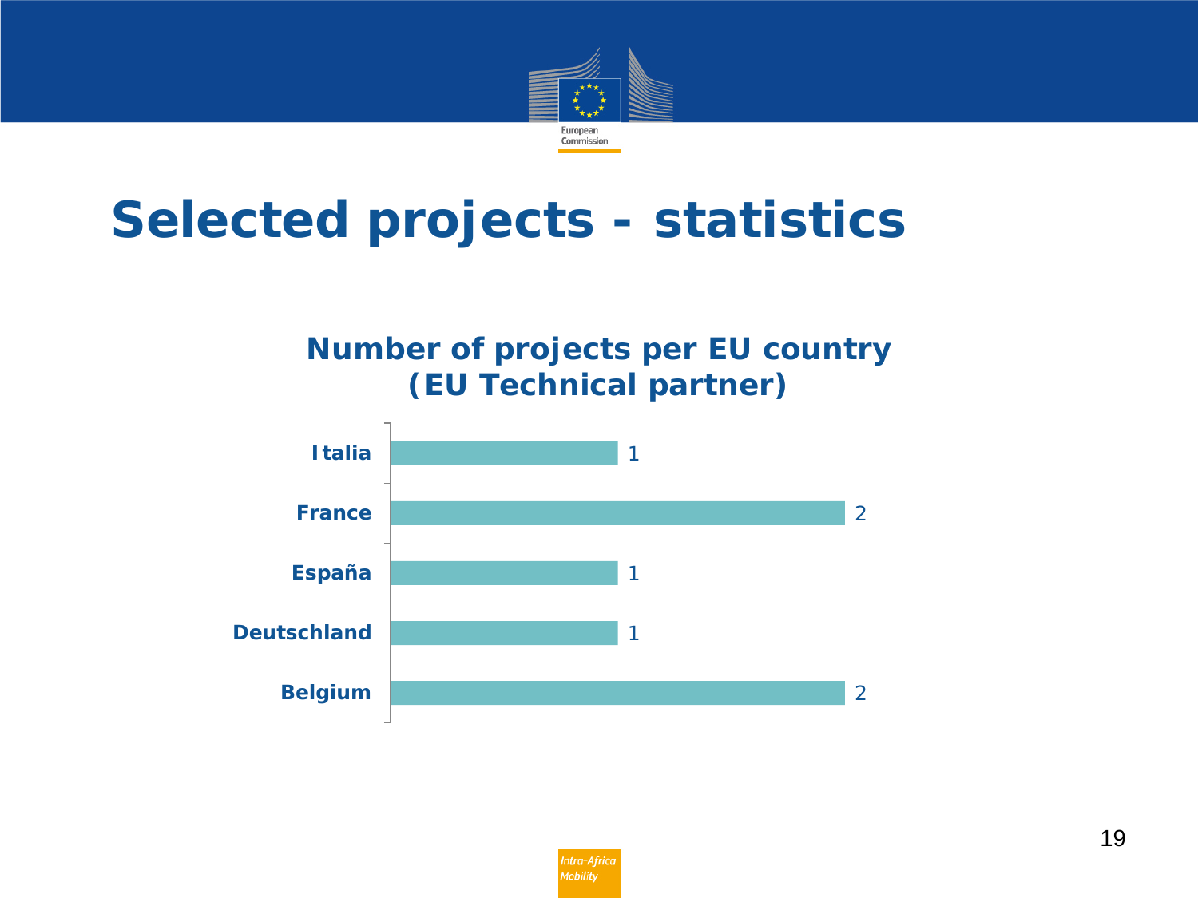# Selected projects - statistics

## Number of projects per EU country (EU Technical partner)

| Country | Number of projects |
|---|---|
| Italia | 1 |
| France | 2 |
| España | 1 |
| Deutschland | 1 |
| Belgium | 2 |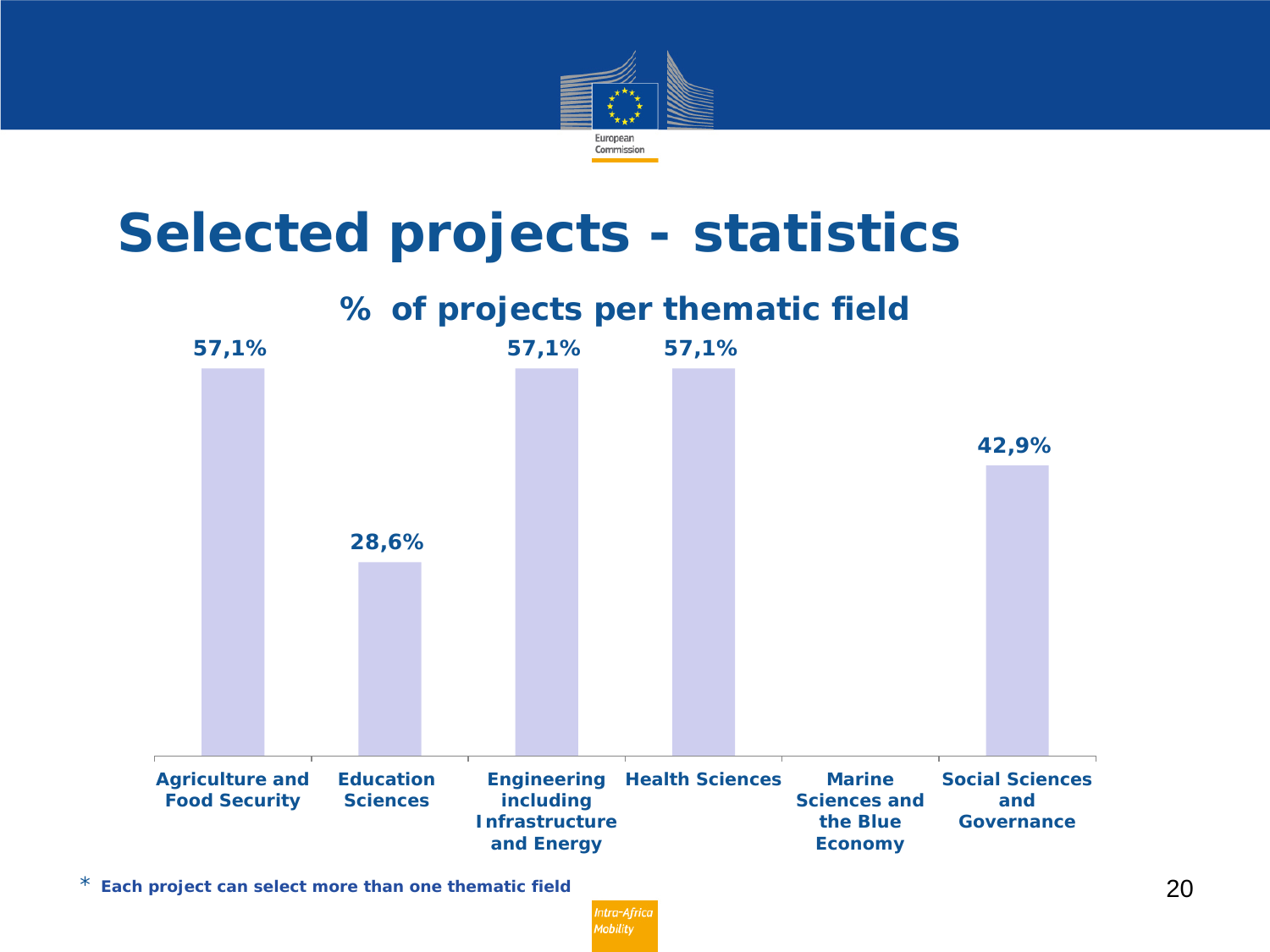# Selected projects - statistics

## % of projects per thematic field

| Thematic field | % of projects |
|---|---|
| Agriculture and Food Security | 57,1% |
| Education Sciences | 28,6% |
| Engineering including Infrastructure and Energy | 57,1% |
| Health Sciences | 57,1% |
| Marine Sciences and the Blue Economy | |
| Social Sciences and Governance | 42,9% |

\* **Each project can select more than one thematic field**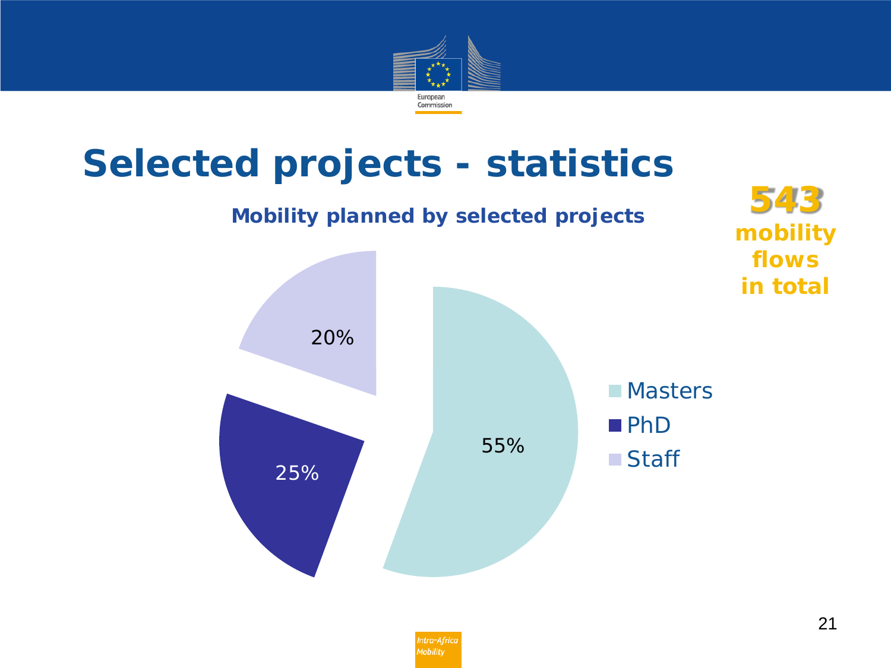# Selected projects - statistics

**Mobility planned by selected projects**

| Category | Share |
|---|---|
| Masters | 55% |
| PhD | 25% |
| Staff | 20% |

**543 mobility flows in total**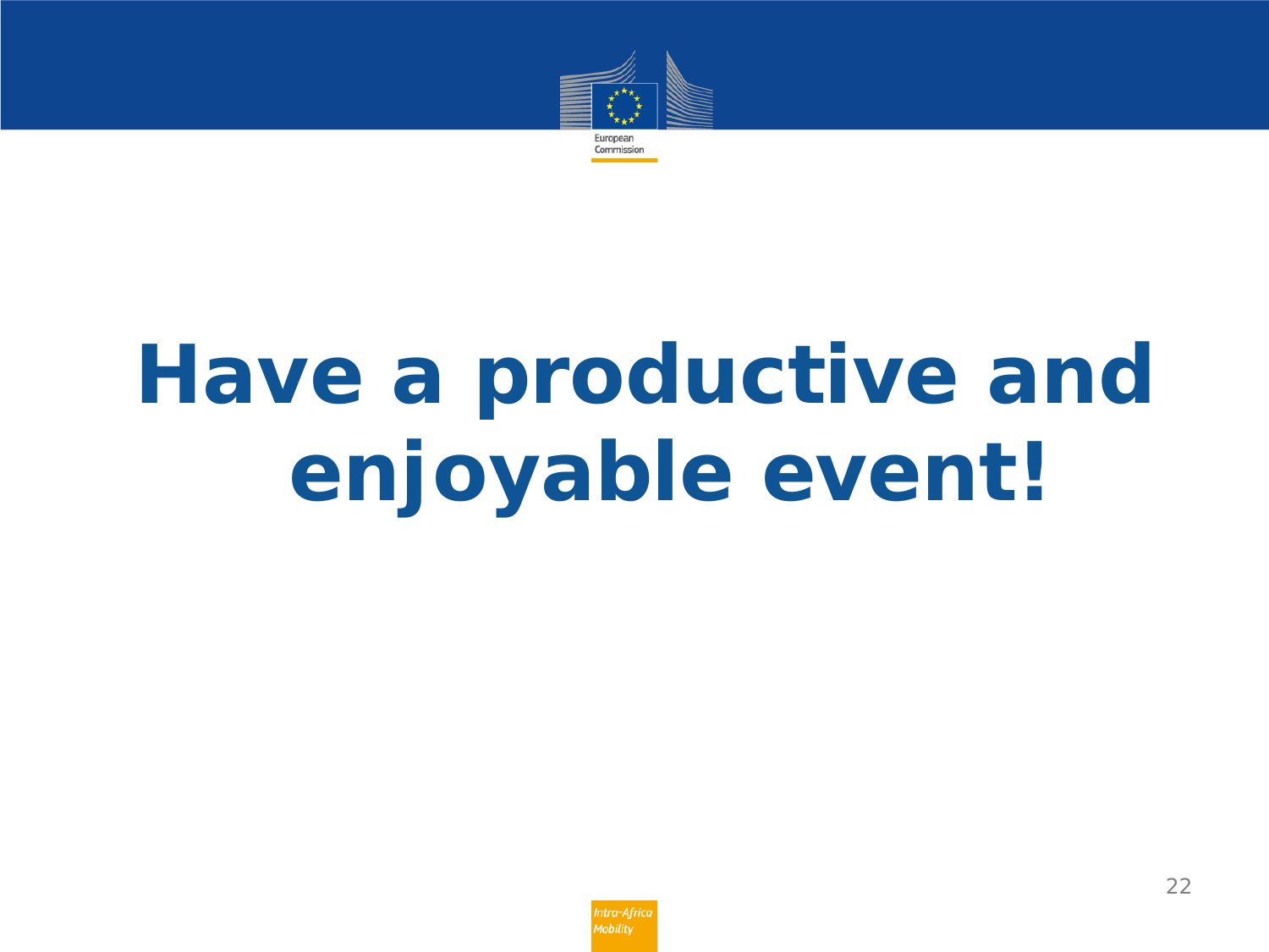# Have a productive and enjoyable event!